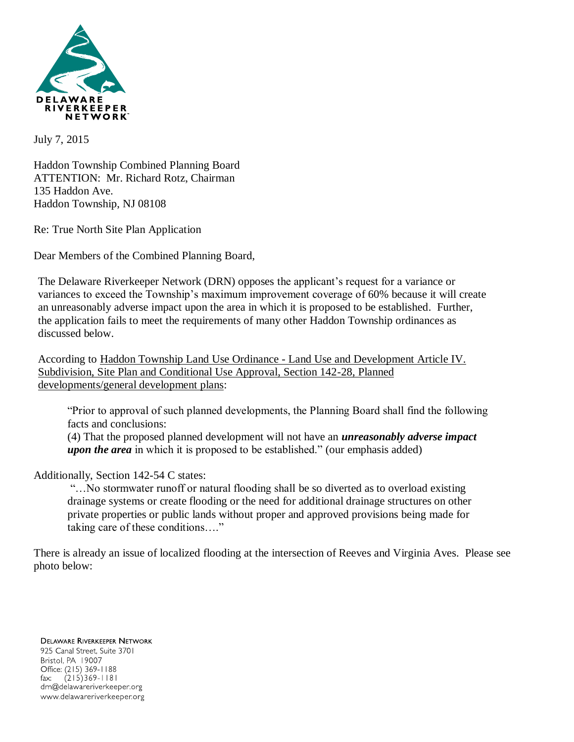DELAWARE RIVERKEEPER NETWORK

July 7, 2015

Haddon Township Combined Planning Board
ATTENTION: Mr. Richard Rotz, Chairman
135 Haddon Ave.
Haddon Township, NJ 08108

Re: True North Site Plan Application

Dear Members of the Combined Planning Board,

The Delaware Riverkeeper Network (DRN) opposes the applicant's request for a variance or variances to exceed the Township's maximum improvement coverage of 60% because it will create an unreasonably adverse impact upon the area in which it is proposed to be established. Further, the application fails to meet the requirements of many other Haddon Township ordinances as discussed below.

According to Haddon Township Land Use Ordinance - Land Use and Development Article IV. Subdivision, Site Plan and Conditional Use Approval, Section 142-28, Planned developments/general development plans:

> "Prior to approval of such planned developments, the Planning Board shall find the following facts and conclusions:
> (4) That the proposed planned development will not have an ***unreasonably adverse impact upon the area*** in which it is proposed to be established." (our emphasis added)

Additionally, Section 142-54 C states:

> "…No stormwater runoff or natural flooding shall be so diverted as to overload existing drainage systems or create flooding or the need for additional drainage structures on other private properties or public lands without proper and approved provisions being made for taking care of these conditions…."

There is already an issue of localized flooding at the intersection of Reeves and Virginia Aves. Please see photo below:

DELAWARE RIVERKEEPER NETWORK
925 Canal Street, Suite 3701
Bristol, PA 19007
Office: (215) 369-1188
fax: (215)369-1181
drn@delawareriverkeeper.org
www.delawareriverkeeper.org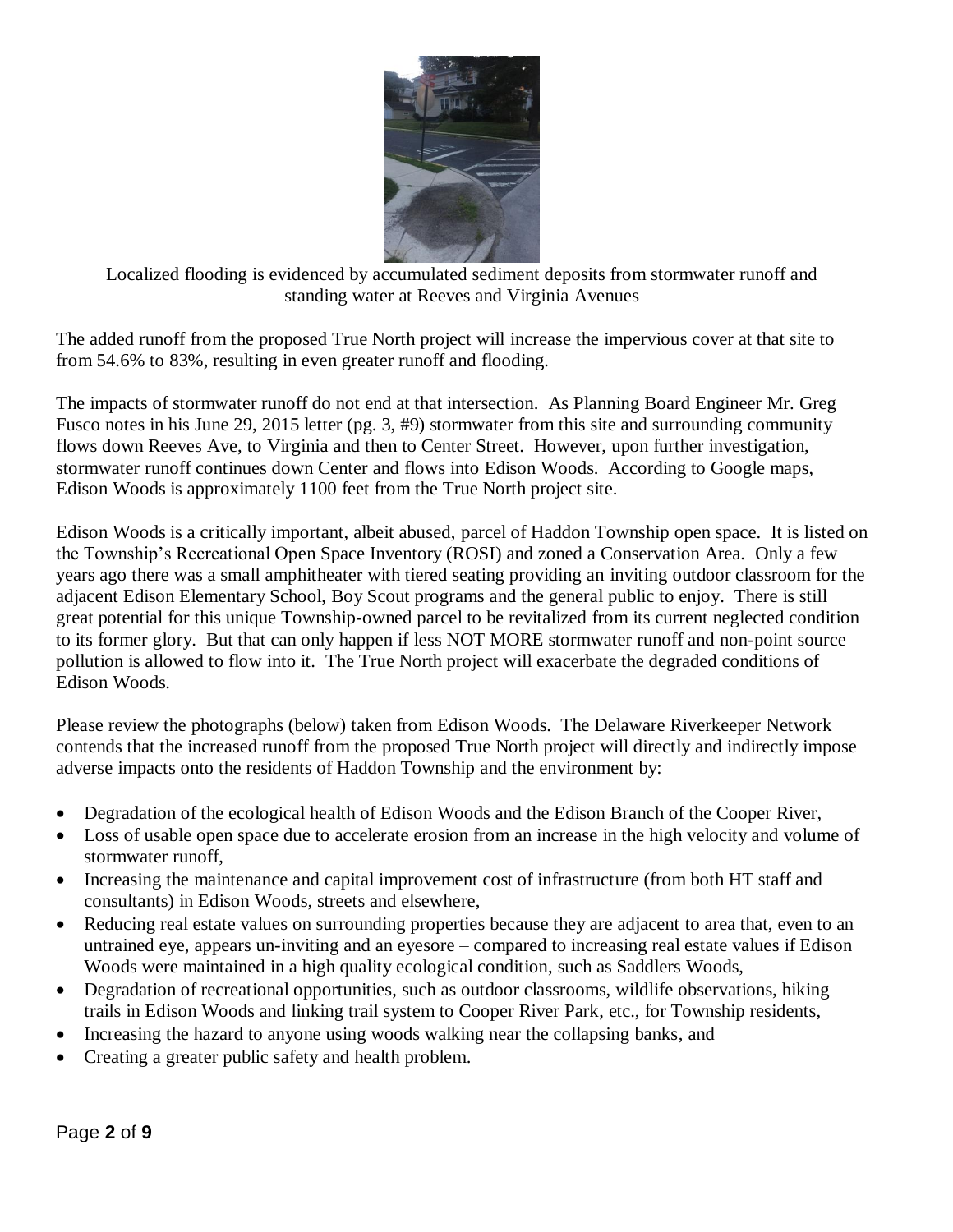Localized flooding is evidenced by accumulated sediment deposits from stormwater runoff and standing water at Reeves and Virginia Avenues

The added runoff from the proposed True North project will increase the impervious cover at that site to from 54.6% to 83%, resulting in even greater runoff and flooding.

The impacts of stormwater runoff do not end at that intersection. As Planning Board Engineer Mr. Greg Fusco notes in his June 29, 2015 letter (pg. 3, #9) stormwater from this site and surrounding community flows down Reeves Ave, to Virginia and then to Center Street. However, upon further investigation, stormwater runoff continues down Center and flows into Edison Woods. According to Google maps, Edison Woods is approximately 1100 feet from the True North project site.

Edison Woods is a critically important, albeit abused, parcel of Haddon Township open space. It is listed on the Township's Recreational Open Space Inventory (ROSI) and zoned a Conservation Area. Only a few years ago there was a small amphitheater with tiered seating providing an inviting outdoor classroom for the adjacent Edison Elementary School, Boy Scout programs and the general public to enjoy. There is still great potential for this unique Township-owned parcel to be revitalized from its current neglected condition to its former glory. But that can only happen if less NOT MORE stormwater runoff and non-point source pollution is allowed to flow into it. The True North project will exacerbate the degraded conditions of Edison Woods.

Please review the photographs (below) taken from Edison Woods. The Delaware Riverkeeper Network contends that the increased runoff from the proposed True North project will directly and indirectly impose adverse impacts onto the residents of Haddon Township and the environment by:

- Degradation of the ecological health of Edison Woods and the Edison Branch of the Cooper River,
- Loss of usable open space due to accelerate erosion from an increase in the high velocity and volume of stormwater runoff,
- Increasing the maintenance and capital improvement cost of infrastructure (from both HT staff and consultants) in Edison Woods, streets and elsewhere,
- Reducing real estate values on surrounding properties because they are adjacent to area that, even to an untrained eye, appears un-inviting and an eyesore – compared to increasing real estate values if Edison Woods were maintained in a high quality ecological condition, such as Saddlers Woods,
- Degradation of recreational opportunities, such as outdoor classrooms, wildlife observations, hiking trails in Edison Woods and linking trail system to Cooper River Park, etc., for Township residents,
- Increasing the hazard to anyone using woods walking near the collapsing banks, and
- Creating a greater public safety and health problem.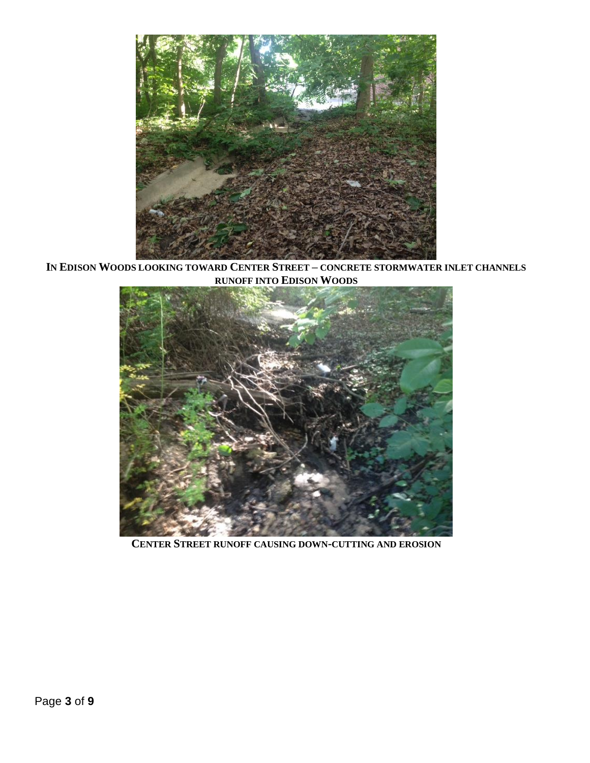**IN EDISON WOODS LOOKING TOWARD CENTER STREET – CONCRETE STORMWATER INLET CHANNELS RUNOFF INTO EDISON WOODS**

**CENTER STREET RUNOFF CAUSING DOWN-CUTTING AND EROSION**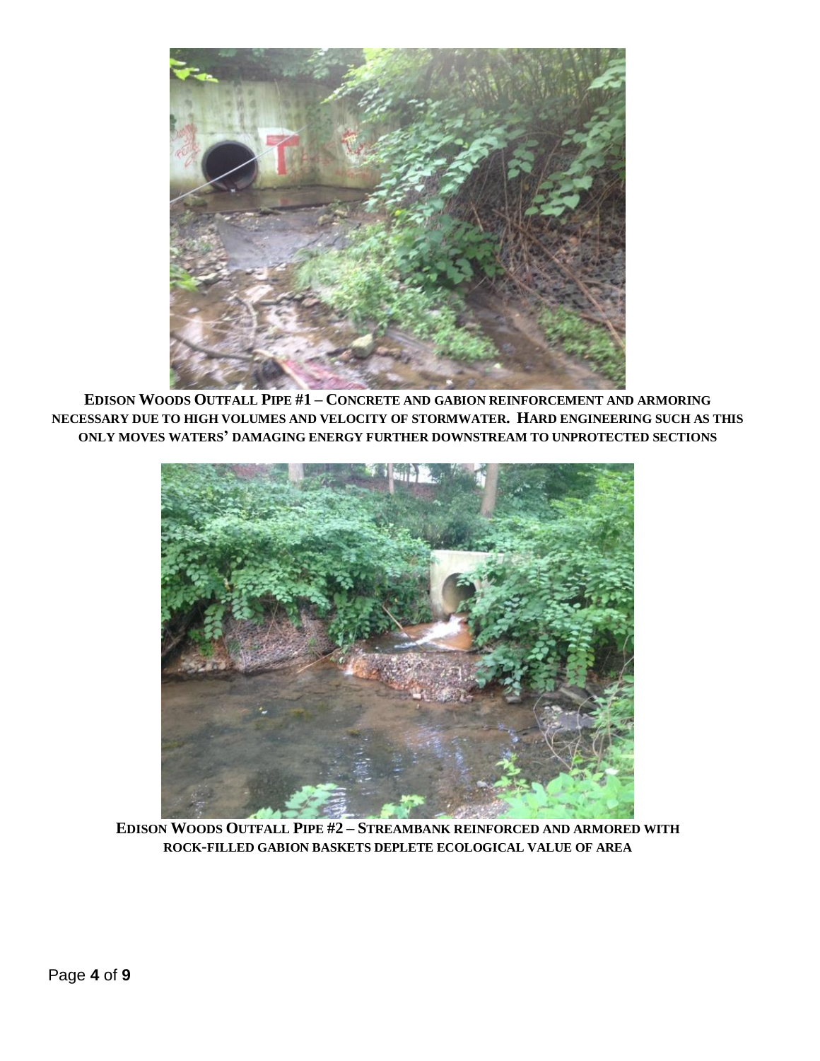**EDISON WOODS OUTFALL PIPE #1 – CONCRETE AND GABION REINFORCEMENT AND ARMORING NECESSARY DUE TO HIGH VOLUMES AND VELOCITY OF STORMWATER. HARD ENGINEERING SUCH AS THIS ONLY MOVES WATERS' DAMAGING ENERGY FURTHER DOWNSTREAM TO UNPROTECTED SECTIONS**

**EDISON WOODS OUTFALL PIPE #2 – STREAMBANK REINFORCED AND ARMORED WITH ROCK-FILLED GABION BASKETS DEPLETE ECOLOGICAL VALUE OF AREA**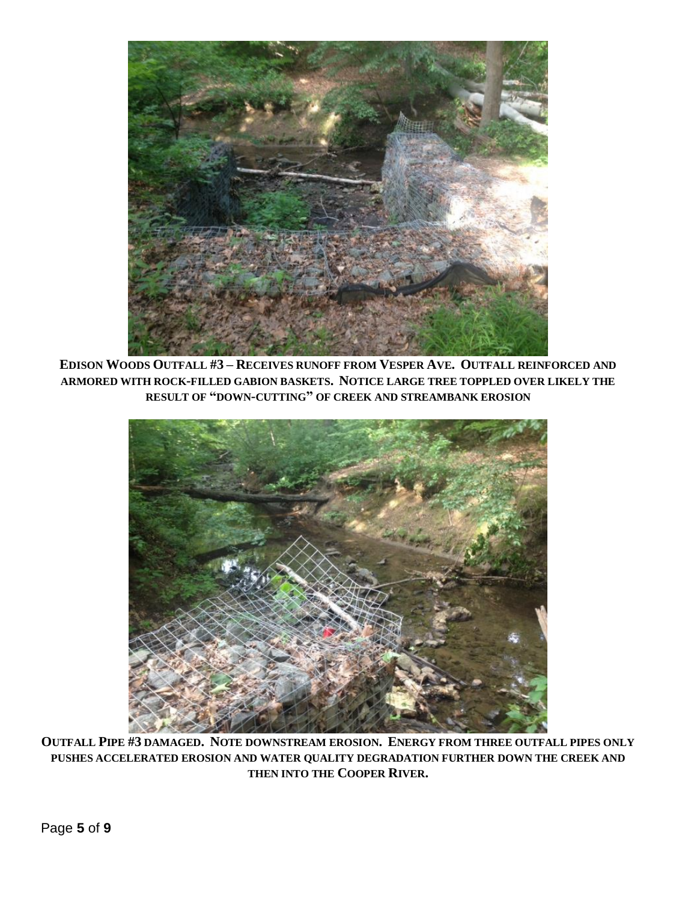**EDISON WOODS OUTFALL #3 – RECEIVES RUNOFF FROM VESPER AVE. OUTFALL REINFORCED AND ARMORED WITH ROCK-FILLED GABION BASKETS. NOTICE LARGE TREE TOPPLED OVER LIKELY THE RESULT OF "DOWN-CUTTING" OF CREEK AND STREAMBANK EROSION**

**OUTFALL PIPE #3 DAMAGED. NOTE DOWNSTREAM EROSION. ENERGY FROM THREE OUTFALL PIPES ONLY PUSHES ACCELERATED EROSION AND WATER QUALITY DEGRADATION FURTHER DOWN THE CREEK AND THEN INTO THE COOPER RIVER.**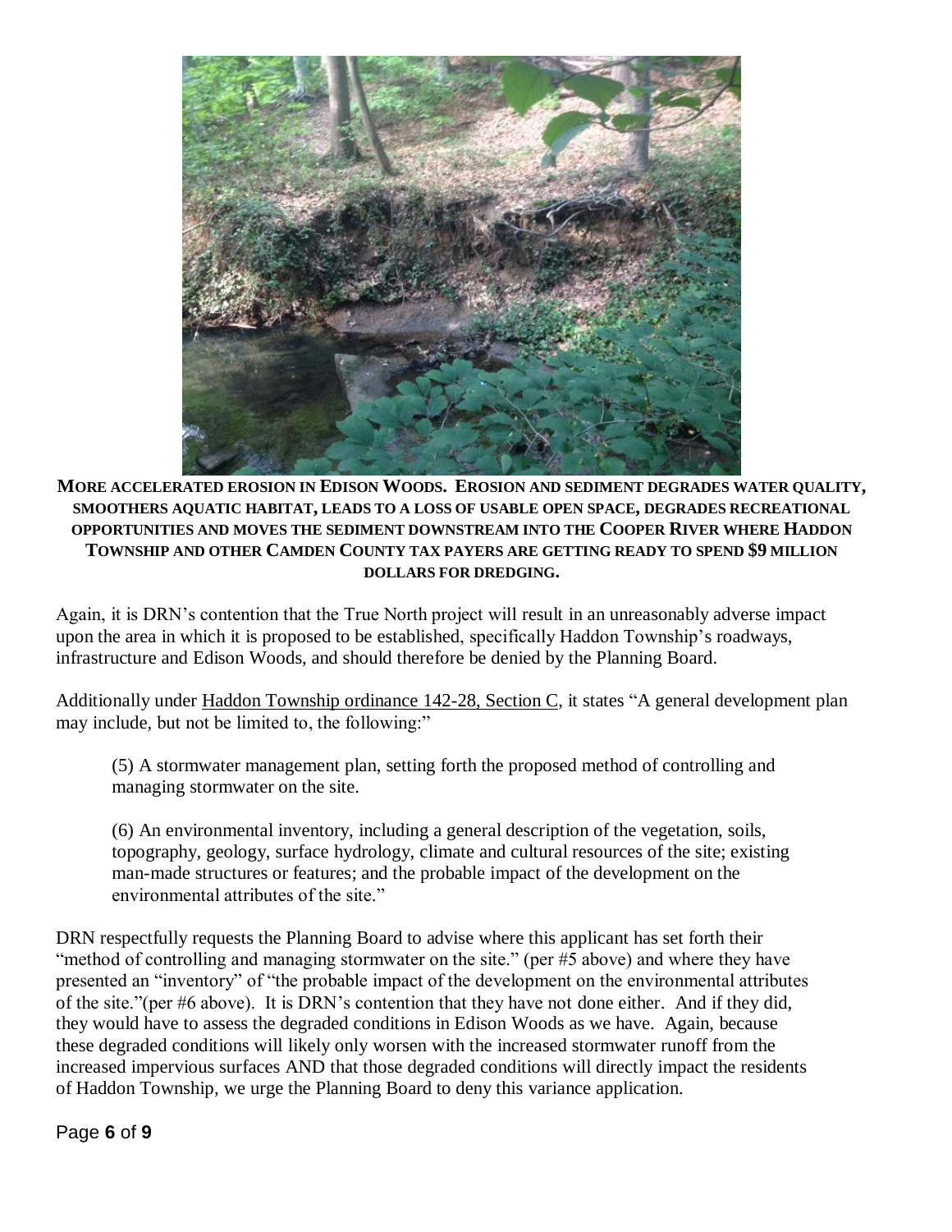**MORE ACCELERATED EROSION IN EDISON WOODS. EROSION AND SEDIMENT DEGRADES WATER QUALITY, SMOOTHERS AQUATIC HABITAT, LEADS TO A LOSS OF USABLE OPEN SPACE, DEGRADES RECREATIONAL OPPORTUNITIES AND MOVES THE SEDIMENT DOWNSTREAM INTO THE COOPER RIVER WHERE HADDON TOWNSHIP AND OTHER CAMDEN COUNTY TAX PAYERS ARE GETTING READY TO SPEND $9 MILLION DOLLARS FOR DREDGING.**

Again, it is DRN's contention that the True North project will result in an unreasonably adverse impact upon the area in which it is proposed to be established, specifically Haddon Township's roadways, infrastructure and Edison Woods, and should therefore be denied by the Planning Board.

Additionally under Haddon Township ordinance 142-28, Section C, it states "A general development plan may include, but not be limited to, the following:"

> (5) A stormwater management plan, setting forth the proposed method of controlling and managing stormwater on the site.
>
> (6) An environmental inventory, including a general description of the vegetation, soils, topography, geology, surface hydrology, climate and cultural resources of the site; existing man-made structures or features; and the probable impact of the development on the environmental attributes of the site."

DRN respectfully requests the Planning Board to advise where this applicant has set forth their "method of controlling and managing stormwater on the site." (per #5 above) and where they have presented an "inventory" of "the probable impact of the development on the environmental attributes of the site."(per #6 above). It is DRN's contention that they have not done either. And if they did, they would have to assess the degraded conditions in Edison Woods as we have. Again, because these degraded conditions will likely only worsen with the increased stormwater runoff from the increased impervious surfaces AND that those degraded conditions will directly impact the residents of Haddon Township, we urge the Planning Board to deny this variance application.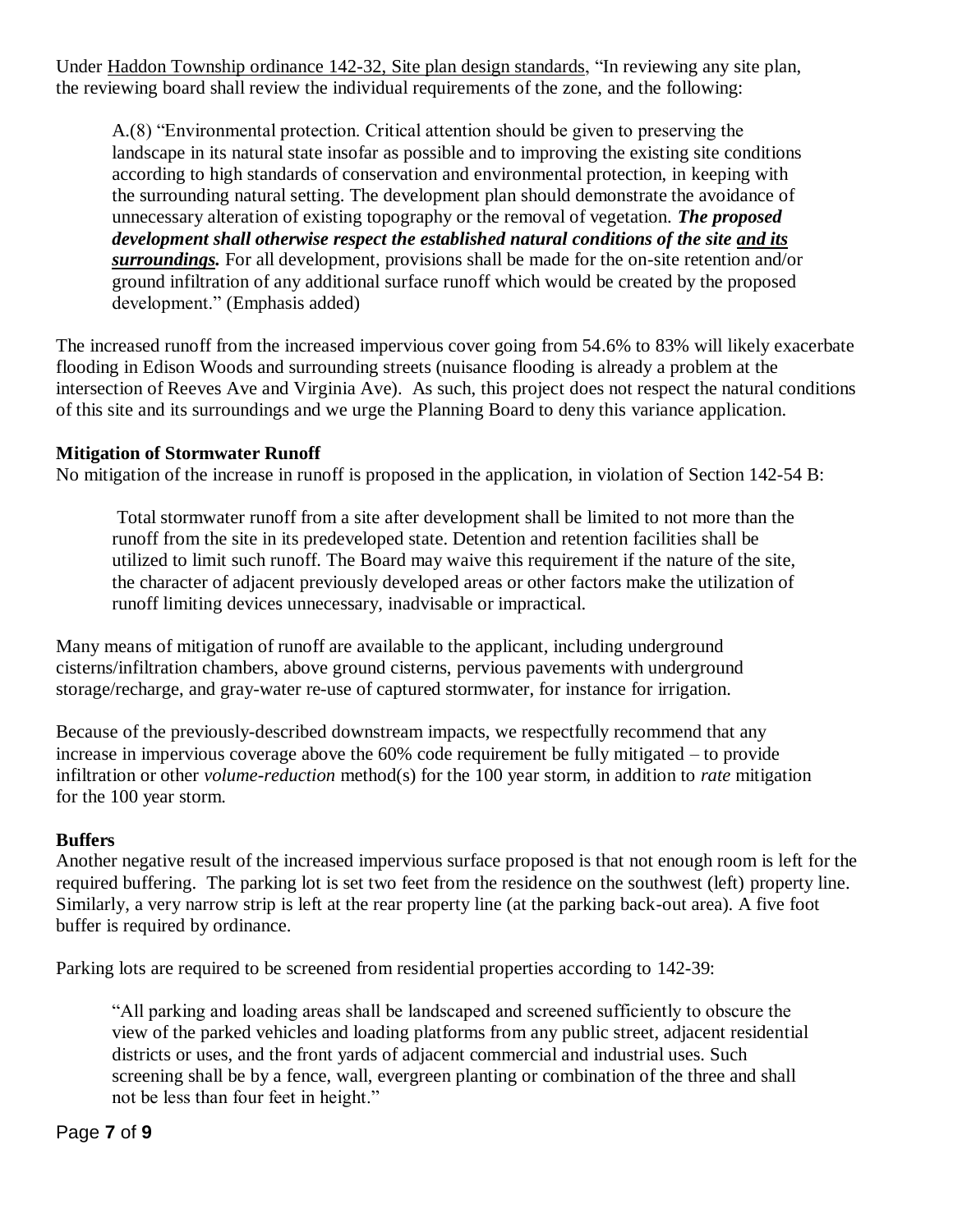Under Haddon Township ordinance 142-32, Site plan design standards, "In reviewing any site plan, the reviewing board shall review the individual requirements of the zone, and the following:

> A.(8) "Environmental protection. Critical attention should be given to preserving the landscape in its natural state insofar as possible and to improving the existing site conditions according to high standards of conservation and environmental protection, in keeping with the surrounding natural setting. The development plan should demonstrate the avoidance of unnecessary alteration of existing topography or the removal of vegetation. ***The proposed development shall otherwise respect the established natural conditions of the site <u>and its surroundings</u>.*** For all development, provisions shall be made for the on-site retention and/or ground infiltration of any additional surface runoff which would be created by the proposed development." (Emphasis added)

The increased runoff from the increased impervious cover going from 54.6% to 83% will likely exacerbate flooding in Edison Woods and surrounding streets (nuisance flooding is already a problem at the intersection of Reeves Ave and Virginia Ave). As such, this project does not respect the natural conditions of this site and its surroundings and we urge the Planning Board to deny this variance application.

**Mitigation of Stormwater Runoff**

No mitigation of the increase in runoff is proposed in the application, in violation of Section 142-54 B:

> Total stormwater runoff from a site after development shall be limited to not more than the runoff from the site in its predeveloped state. Detention and retention facilities shall be utilized to limit such runoff. The Board may waive this requirement if the nature of the site, the character of adjacent previously developed areas or other factors make the utilization of runoff limiting devices unnecessary, inadvisable or impractical.

Many means of mitigation of runoff are available to the applicant, including underground cisterns/infiltration chambers, above ground cisterns, pervious pavements with underground storage/recharge, and gray-water re-use of captured stormwater, for instance for irrigation.

Because of the previously-described downstream impacts, we respectfully recommend that any increase in impervious coverage above the 60% code requirement be fully mitigated – to provide infiltration or other *volume-reduction* method(s) for the 100 year storm, in addition to *rate* mitigation for the 100 year storm.

**Buffers**

Another negative result of the increased impervious surface proposed is that not enough room is left for the required buffering. The parking lot is set two feet from the residence on the southwest (left) property line. Similarly, a very narrow strip is left at the rear property line (at the parking back-out area). A five foot buffer is required by ordinance.

Parking lots are required to be screened from residential properties according to 142-39:

> "All parking and loading areas shall be landscaped and screened sufficiently to obscure the view of the parked vehicles and loading platforms from any public street, adjacent residential districts or uses, and the front yards of adjacent commercial and industrial uses. Such screening shall be by a fence, wall, evergreen planting or combination of the three and shall not be less than four feet in height."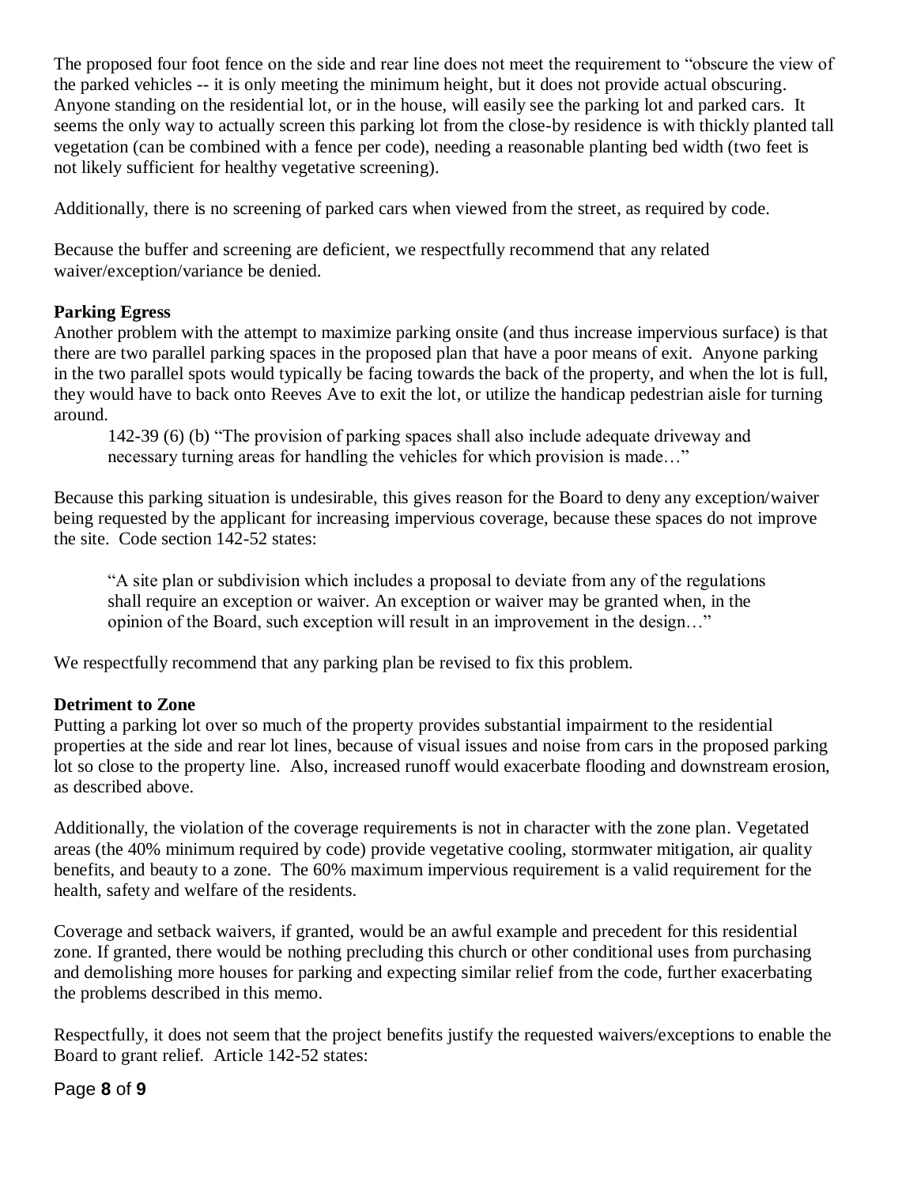The proposed four foot fence on the side and rear line does not meet the requirement to "obscure the view of the parked vehicles -- it is only meeting the minimum height, but it does not provide actual obscuring. Anyone standing on the residential lot, or in the house, will easily see the parking lot and parked cars. It seems the only way to actually screen this parking lot from the close-by residence is with thickly planted tall vegetation (can be combined with a fence per code), needing a reasonable planting bed width (two feet is not likely sufficient for healthy vegetative screening).

Additionally, there is no screening of parked cars when viewed from the street, as required by code.

Because the buffer and screening are deficient, we respectfully recommend that any related waiver/exception/variance be denied.

**Parking Egress**

Another problem with the attempt to maximize parking onsite (and thus increase impervious surface) is that there are two parallel parking spaces in the proposed plan that have a poor means of exit. Anyone parking in the two parallel spots would typically be facing towards the back of the property, and when the lot is full, they would have to back onto Reeves Ave to exit the lot, or utilize the handicap pedestrian aisle for turning around.

> 142-39 (6) (b) "The provision of parking spaces shall also include adequate driveway and necessary turning areas for handling the vehicles for which provision is made…"

Because this parking situation is undesirable, this gives reason for the Board to deny any exception/waiver being requested by the applicant for increasing impervious coverage, because these spaces do not improve the site. Code section 142-52 states:

> "A site plan or subdivision which includes a proposal to deviate from any of the regulations shall require an exception or waiver. An exception or waiver may be granted when, in the opinion of the Board, such exception will result in an improvement in the design…"

We respectfully recommend that any parking plan be revised to fix this problem.

**Detriment to Zone**

Putting a parking lot over so much of the property provides substantial impairment to the residential properties at the side and rear lot lines, because of visual issues and noise from cars in the proposed parking lot so close to the property line. Also, increased runoff would exacerbate flooding and downstream erosion, as described above.

Additionally, the violation of the coverage requirements is not in character with the zone plan. Vegetated areas (the 40% minimum required by code) provide vegetative cooling, stormwater mitigation, air quality benefits, and beauty to a zone. The 60% maximum impervious requirement is a valid requirement for the health, safety and welfare of the residents.

Coverage and setback waivers, if granted, would be an awful example and precedent for this residential zone. If granted, there would be nothing precluding this church or other conditional uses from purchasing and demolishing more houses for parking and expecting similar relief from the code, further exacerbating the problems described in this memo.

Respectfully, it does not seem that the project benefits justify the requested waivers/exceptions to enable the Board to grant relief. Article 142-52 states: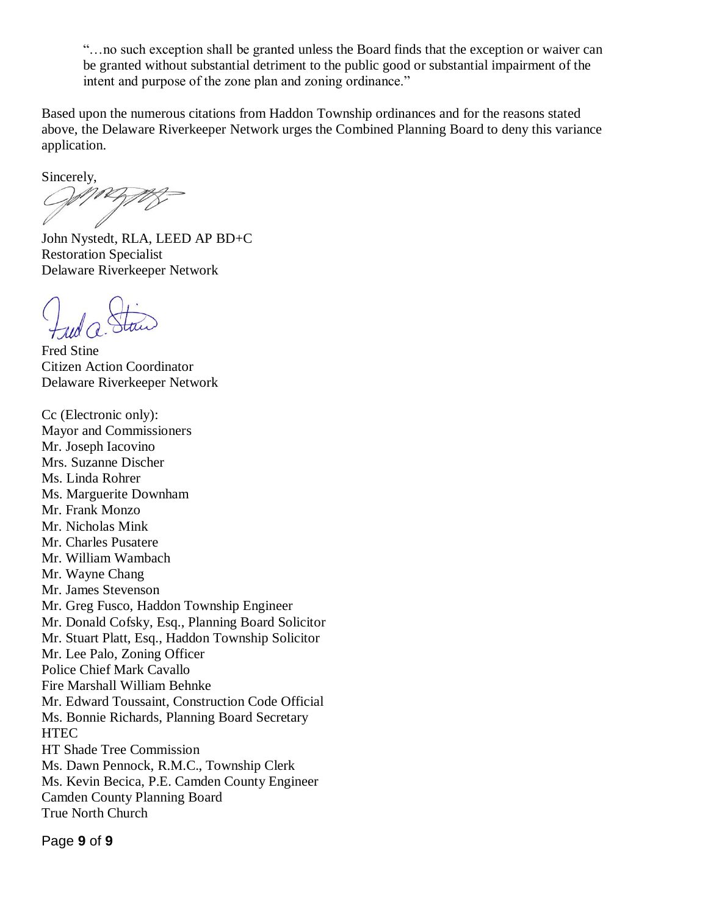"…no such exception shall be granted unless the Board finds that the exception or waiver can be granted without substantial detriment to the public good or substantial impairment of the intent and purpose of the zone plan and zoning ordinance."

Based upon the numerous citations from Haddon Township ordinances and for the reasons stated above, the Delaware Riverkeeper Network urges the Combined Planning Board to deny this variance application.

Sincerely,

John Nystedt, RLA, LEED AP BD+C
Restoration Specialist
Delaware Riverkeeper Network

Fred Stine
Citizen Action Coordinator
Delaware Riverkeeper Network

Cc (Electronic only):
Mayor and Commissioners
Mr. Joseph Iacovino
Mrs. Suzanne Discher
Ms. Linda Rohrer
Ms. Marguerite Downham
Mr. Frank Monzo
Mr. Nicholas Mink
Mr. Charles Pusatere
Mr. William Wambach
Mr. Wayne Chang
Mr. James Stevenson
Mr. Greg Fusco, Haddon Township Engineer
Mr. Donald Cofsky, Esq., Planning Board Solicitor
Mr. Stuart Platt, Esq., Haddon Township Solicitor
Mr. Lee Palo, Zoning Officer
Police Chief Mark Cavallo
Fire Marshall William Behnke
Mr. Edward Toussaint, Construction Code Official
Ms. Bonnie Richards, Planning Board Secretary
HTEC
HT Shade Tree Commission
Ms. Dawn Pennock, R.M.C., Township Clerk
Ms. Kevin Becica, P.E. Camden County Engineer
Camden County Planning Board
True North Church